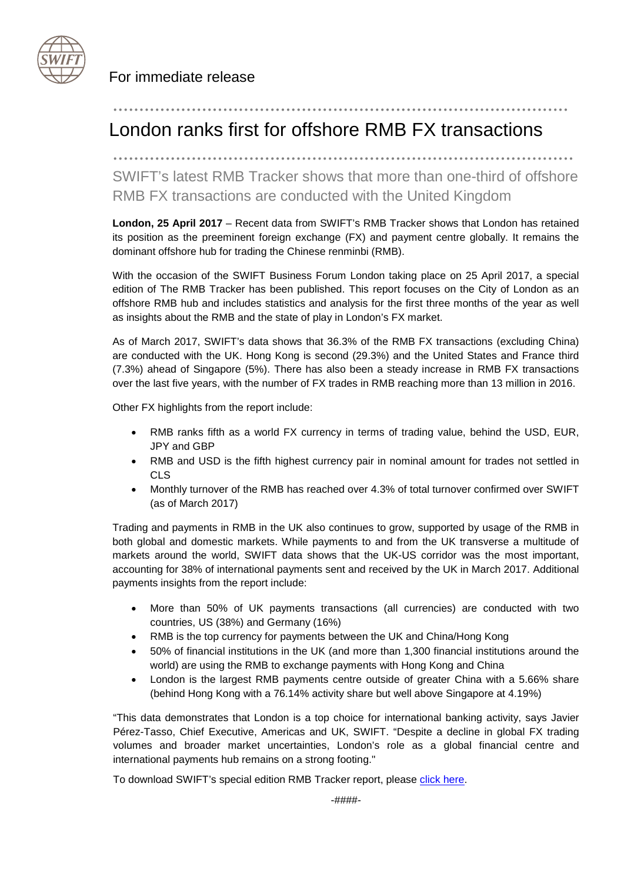For immediate release

# London ranks first for offshore RMB FX transactions

## SWIFT's latest RMB Tracker shows that more than one-third of offshore RMB FX transactions are conducted with the United Kingdom

**London, 25 April 2017** – Recent data from SWIFT's RMB Tracker shows that London has retained its position as the preeminent foreign exchange (FX) and payment centre globally. It remains the dominant offshore hub for trading the Chinese renminbi (RMB).

With the occasion of the SWIFT Business Forum London taking place on 25 April 2017, a special edition of The RMB Tracker has been published. This report focuses on the City of London as an offshore RMB hub and includes statistics and analysis for the first three months of the year as well as insights about the RMB and the state of play in London's FX market.

As of March 2017, SWIFT's data shows that 36.3% of the RMB FX transactions (excluding China) are conducted with the UK. Hong Kong is second (29.3%) and the United States and France third (7.3%) ahead of Singapore (5%). There has also been a steady increase in RMB FX transactions over the last five years, with the number of FX trades in RMB reaching more than 13 million in 2016.

Other FX highlights from the report include:

- RMB ranks fifth as a world FX currency in terms of trading value, behind the USD, EUR, JPY and GBP
- RMB and USD is the fifth highest currency pair in nominal amount for trades not settled in CLS
- Monthly turnover of the RMB has reached over 4.3% of total turnover confirmed over SWIFT (as of March 2017)

Trading and payments in RMB in the UK also continues to grow, supported by usage of the RMB in both global and domestic markets. While payments to and from the UK transverse a multitude of markets around the world, SWIFT data shows that the UK-US corridor was the most important, accounting for 38% of international payments sent and received by the UK in March 2017. Additional payments insights from the report include:

- More than 50% of UK payments transactions (all currencies) are conducted with two countries, US (38%) and Germany (16%)
- RMB is the top currency for payments between the UK and China/Hong Kong
- 50% of financial institutions in the UK (and more than 1,300 financial institutions around the world) are using the RMB to exchange payments with Hong Kong and China
- London is the largest RMB payments centre outside of greater China with a 5.66% share (behind Hong Kong with a 76.14% activity share but well above Singapore at 4.19%)

"This data demonstrates that London is a top choice for international banking activity, says Javier Pérez-Tasso, Chief Executive, Americas and UK, SWIFT. "Despite a decline in global FX trading volumes and broader market uncertainties, London's role as a global financial centre and international payments hub remains on a strong footing."

To download SWIFT's special edition RMB Tracker report, please click here.

-####-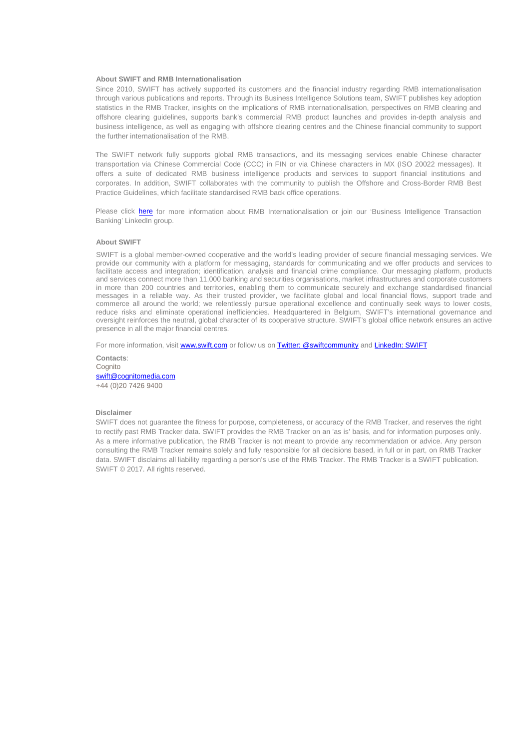### About SWIFT and RMB Internationalisation

Since 2010, SWIFT has actively supported its customers and the financial industry regarding RMB internationalisation through various publications and reports. Through its Business Intelligence Solutions team, SWIFT publishes key adoption statistics in the RMB Tracker, insights on the implications of RMB internationalisation, perspectives on RMB clearing and offshore clearing guidelines, supports bank's commercial RMB product launches and provides in-depth analysis and business intelligence, as well as engaging with offshore clearing centres and the Chinese financial community to support the further internationalisation of the RMB.

The SWIFT network fully supports global RMB transactions, and its messaging services enable Chinese character transportation via Chinese Commercial Code (CCC) in FIN or via Chinese characters in MX (ISO 20022 messages). It offers a suite of dedicated RMB business intelligence products and services to support financial institutions and corporates. In addition, SWIFT collaborates with the community to publish the Offshore and Cross-Border RMB Best Practice Guidelines, which facilitate standardised RMB back office operations.

Please click here for more information about RMB Internationalisation or join our 'Business Intelligence Transaction Banking' LinkedIn group.

### About SWIFT

SWIFT is a global member-owned cooperative and the world's leading provider of secure financial messaging services. We provide our community with a platform for messaging, standards for communicating and we offer products and services to facilitate access and integration; identification, analysis and financial crime compliance. Our messaging platform, products and services connect more than 11,000 banking and securities organisations, market infrastructures and corporate customers in more than 200 countries and territories, enabling them to communicate securely and exchange standardised financial messages in a reliable way. As their trusted provider, we facilitate global and local financial flows, support trade and commerce all around the world; we relentlessly pursue operational excellence and continually seek ways to lower costs, reduce risks and eliminate operational inefficiencies. Headquartered in Belgium, SWIFT's international governance and oversight reinforces the neutral, global character of its cooperative structure. SWIFT's global office network ensures an active presence in all the major financial centres.

For more information, visit www.swift.com or follow us on Twitter: @swiftcommunity and LinkedIn: SWIFT

**Contacts**:
Cognito
swift@cognitomedia.com
+44 (0)20 7426 9400

### Disclaimer

SWIFT does not guarantee the fitness for purpose, completeness, or accuracy of the RMB Tracker, and reserves the right to rectify past RMB Tracker data. SWIFT provides the RMB Tracker on an 'as is' basis, and for information purposes only. As a mere informative publication, the RMB Tracker is not meant to provide any recommendation or advice. Any person consulting the RMB Tracker remains solely and fully responsible for all decisions based, in full or in part, on RMB Tracker data. SWIFT disclaims all liability regarding a person's use of the RMB Tracker. The RMB Tracker is a SWIFT publication.
SWIFT © 2017. All rights reserved.